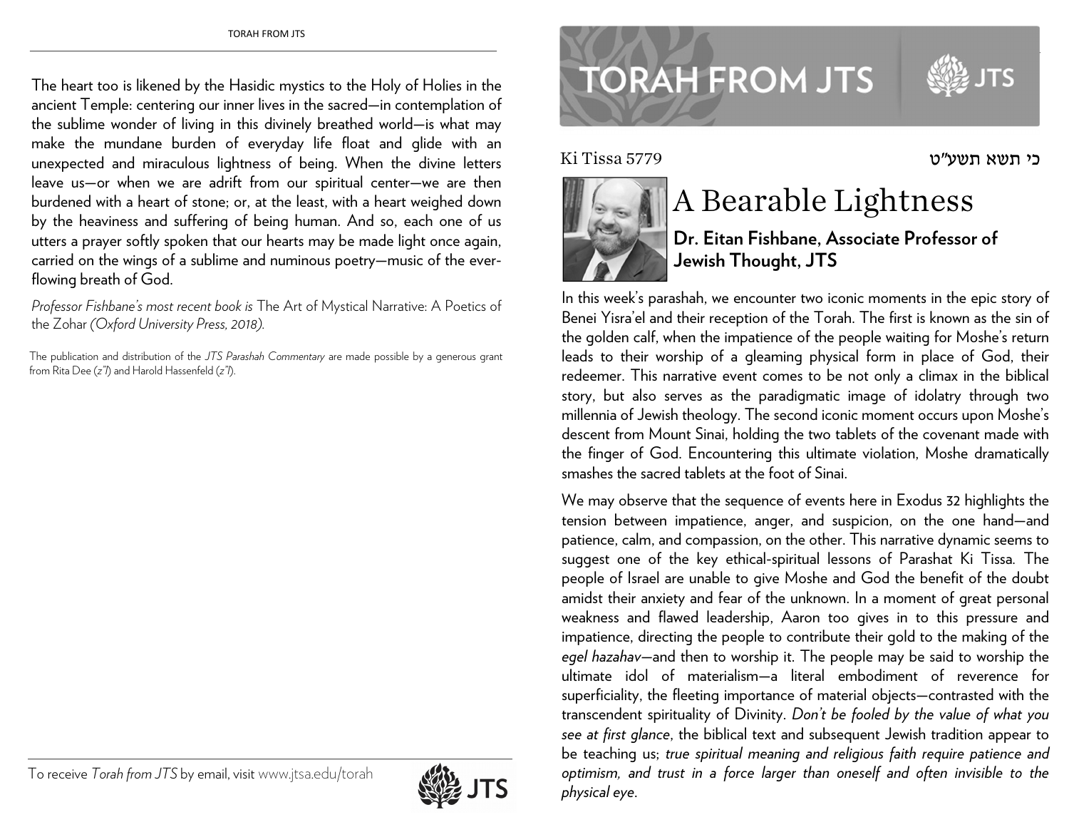Ki Tissa 5779 כי תשא תשע"ט

# A Bearable Lightness

**Dr. Eitan Fishbane, Associate Professor of Jewish Thought, JTS**

In this week's parashah, we encounter two iconic moments in the epic story of Benei Yisra'el and their reception of the Torah. The first is known as the sin of the golden calf, when the impatience of the people waiting for Moshe's return leads to their worship of a gleaming physical form in place of God, their redeemer. This narrative event comes to be not only a climax in the biblical story, but also serves as the paradigmatic image of idolatry through two millennia of Jewish theology. The second iconic moment occurs upon Moshe's descent from Mount Sinai, holding the two tablets of the covenant made with the finger of God. Encountering this ultimate violation, Moshe dramatically smashes the sacred tablets at the foot of Sinai.

We may observe that the sequence of events here in Exodus 32 highlights the tension between impatience, anger, and suspicion, on the one hand—and patience, calm, and compassion, on the other. This narrative dynamic seems to suggest one of the key ethical-spiritual lessons of Parashat Ki Tissa. The people of Israel are unable to give Moshe and God the benefit of the doubt amidst their anxiety and fear of the unknown. In a moment of great personal weakness and flawed leadership, Aaron too gives in to this pressure and impatience, directing the people to contribute their gold to the making of the *egel hazahav*—and then to worship it. The people may be said to worship the ultimate idol of materialism—a literal embodiment of reverence for superficiality, the fleeting importance of material objects—contrasted with the transcendent spirituality of Divinity. *Don't be fooled by the value of what you see at first glance*, the biblical text and subsequent Jewish tradition appear to be teaching us; *true spiritual meaning and religious faith require patience and optimism, and trust in a force larger than oneself and often invisible to the physical eye*.

The heart too is likened by the Hasidic mystics to the Holy of Holies in the ancient Temple: centering our inner lives in the sacred—in contemplation of the sublime wonder of living in this divinely breathed world—is what may make the mundane burden of everyday life float and glide with an unexpected and miraculous lightness of being. When the divine letters leave us—or when we are adrift from our spiritual center—we are then burdened with a heart of stone; or, at the least, with a heart weighed down by the heaviness and suffering of being human. And so, each one of us utters a prayer softly spoken that our hearts may be made light once again, carried on the wings of a sublime and numinous poetry—music of the ever-flowing breath of God.

*Professor Fishbane's most recent book is* The Art of Mystical Narrative: A Poetics of the Zohar *(Oxford University Press, 2018).*

The publication and distribution of the *JTS Parashah Commentary* are made possible by a generous grant from Rita Dee (*z"l*) and Harold Hassenfeld (*z"l*).

To receive *Torah from JTS* by email, visit www.jtsa.edu/torah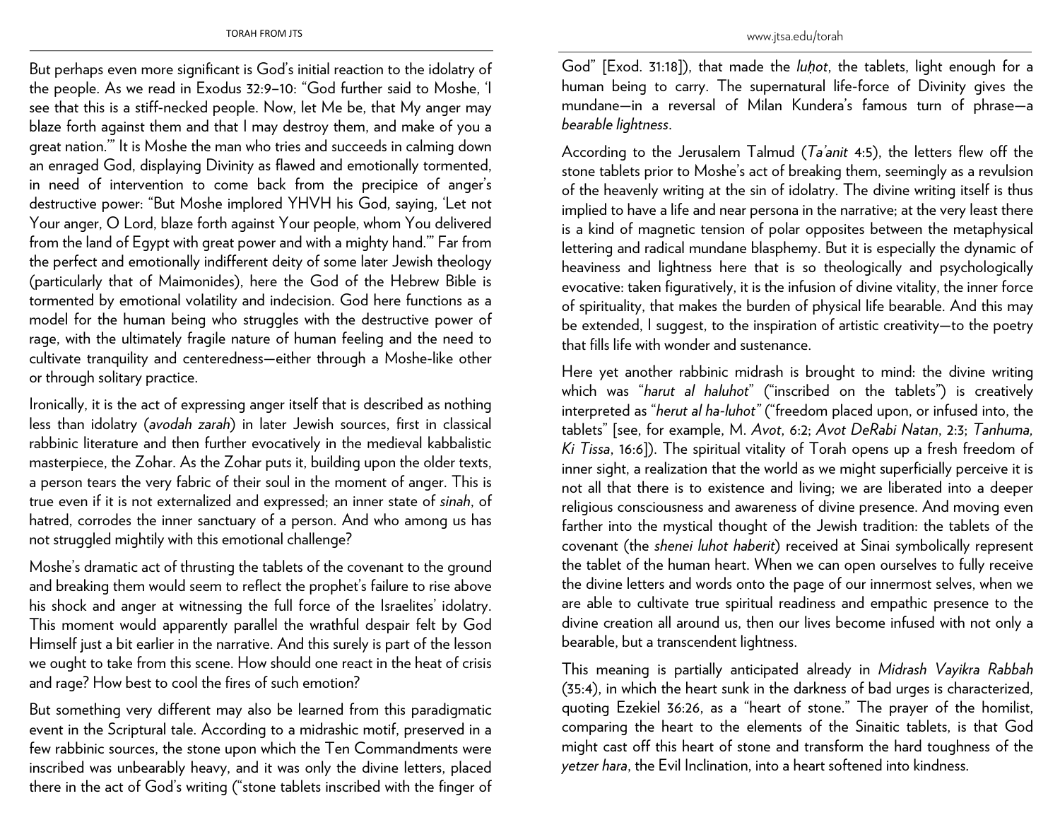But perhaps even more significant is God's initial reaction to the idolatry of the people. As we read in Exodus 32:9–10: "God further said to Moshe, 'I see that this is a stiff-necked people. Now, let Me be, that My anger may blaze forth against them and that I may destroy them, and make of you a great nation.'" It is Moshe the man who tries and succeeds in calming down an enraged God, displaying Divinity as flawed and emotionally tormented, in need of intervention to come back from the precipice of anger's destructive power: "But Moshe implored YHVH his God, saying, 'Let not Your anger, O Lord, blaze forth against Your people, whom You delivered from the land of Egypt with great power and with a mighty hand.'" Far from the perfect and emotionally indifferent deity of some later Jewish theology (particularly that of Maimonides), here the God of the Hebrew Bible is tormented by emotional volatility and indecision. God here functions as a model for the human being who struggles with the destructive power of rage, with the ultimately fragile nature of human feeling and the need to cultivate tranquility and centeredness—either through a Moshe-like other or through solitary practice.

Ironically, it is the act of expressing anger itself that is described as nothing less than idolatry (*avodah zarah*) in later Jewish sources, first in classical rabbinic literature and then further evocatively in the medieval kabbalistic masterpiece, the Zohar. As the Zohar puts it, building upon the older texts, a person tears the very fabric of their soul in the moment of anger. This is true even if it is not externalized and expressed; an inner state of *sinah*, of hatred, corrodes the inner sanctuary of a person. And who among us has not struggled mightily with this emotional challenge?

Moshe's dramatic act of thrusting the tablets of the covenant to the ground and breaking them would seem to reflect the prophet's failure to rise above his shock and anger at witnessing the full force of the Israelites' idolatry. This moment would apparently parallel the wrathful despair felt by God Himself just a bit earlier in the narrative. And this surely is part of the lesson we ought to take from this scene. How should one react in the heat of crisis and rage? How best to cool the fires of such emotion?

But something very different may also be learned from this paradigmatic event in the Scriptural tale. According to a midrashic motif, preserved in a few rabbinic sources, the stone upon which the Ten Commandments were inscribed was unbearably heavy, and it was only the divine letters, placed there in the act of God's writing ("stone tablets inscribed with the finger of God" [Exod. 31:18]), that made the *luḥot*, the tablets, light enough for a human being to carry. The supernatural life-force of Divinity gives the mundane—in a reversal of Milan Kundera's famous turn of phrase—a *bearable lightness*.

According to the Jerusalem Talmud (*Ta'anit* 4:5), the letters flew off the stone tablets prior to Moshe's act of breaking them, seemingly as a revulsion of the heavenly writing at the sin of idolatry. The divine writing itself is thus implied to have a life and near persona in the narrative; at the very least there is a kind of magnetic tension of polar opposites between the metaphysical lettering and radical mundane blasphemy. But it is especially the dynamic of heaviness and lightness here that is so theologically and psychologically evocative: taken figuratively, it is the infusion of divine vitality, the inner force of spirituality, that makes the burden of physical life bearable. And this may be extended, I suggest, to the inspiration of artistic creativity—to the poetry that fills life with wonder and sustenance.

Here yet another rabbinic midrash is brought to mind: the divine writing which was "*harut al haluhot*" ("inscribed on the tablets") is creatively interpreted as "*herut al ha-luhot*" ("freedom placed upon, or infused into, the tablets" [see, for example, M. *Avot*, 6:2; *Avot DeRabi Natan*, 2:3; *Tanhuma, Ki Tissa*, 16:6]). The spiritual vitality of Torah opens up a fresh freedom of inner sight, a realization that the world as we might superficially perceive it is not all that there is to existence and living; we are liberated into a deeper religious consciousness and awareness of divine presence. And moving even farther into the mystical thought of the Jewish tradition: the tablets of the covenant (the *shenei luhot haberit*) received at Sinai symbolically represent the tablet of the human heart. When we can open ourselves to fully receive the divine letters and words onto the page of our innermost selves, when we are able to cultivate true spiritual readiness and empathic presence to the divine creation all around us, then our lives become infused with not only a bearable, but a transcendent lightness.

This meaning is partially anticipated already in *Midrash Vayikra Rabbah* (35:4), in which the heart sunk in the darkness of bad urges is characterized, quoting Ezekiel 36:26, as a "heart of stone." The prayer of the homilist, comparing the heart to the elements of the Sinaitic tablets, is that God might cast off this heart of stone and transform the hard toughness of the *yetzer hara*, the Evil Inclination, into a heart softened into kindness.